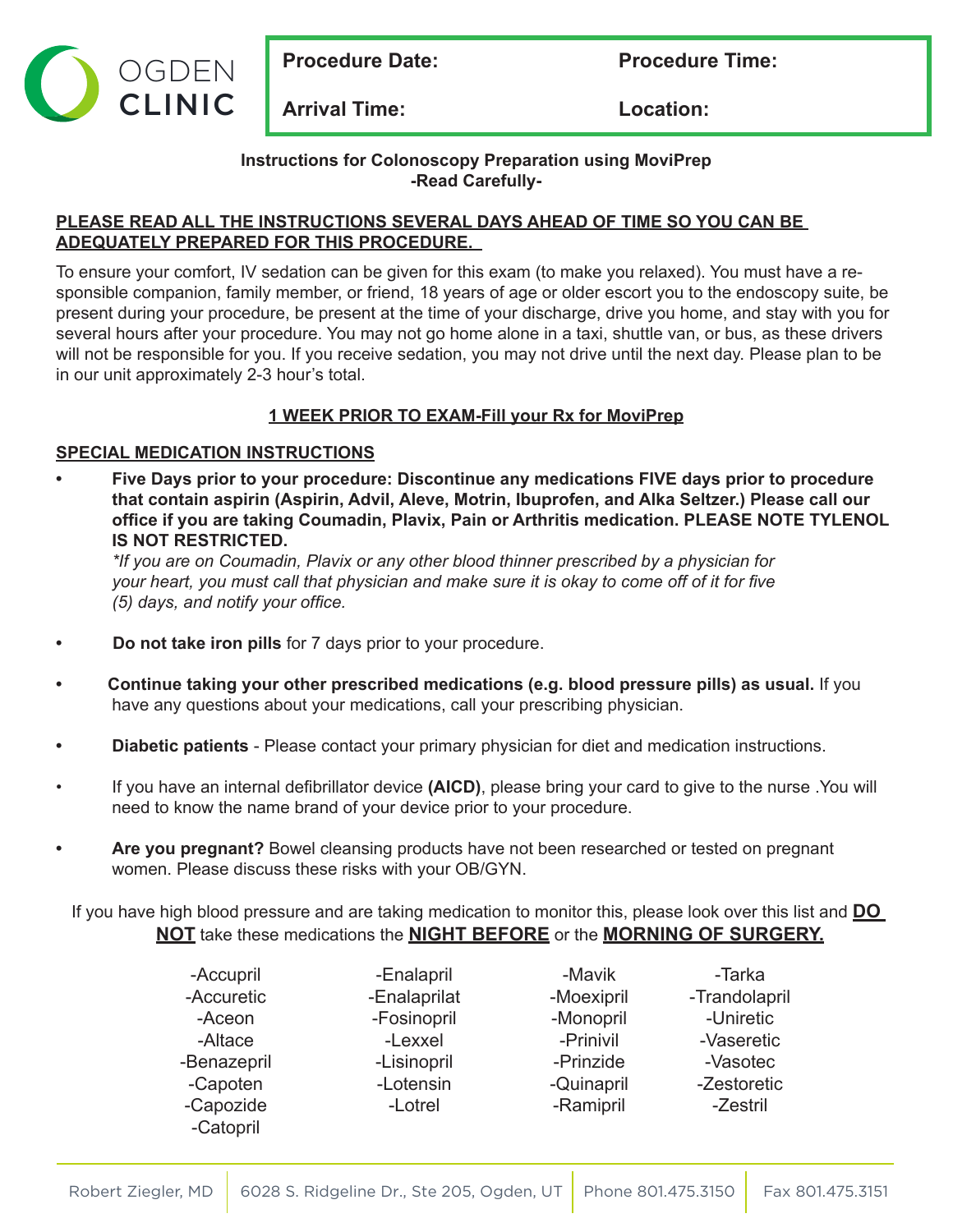OGDEN CLINIC

| Procedure Date: | Procedure Time: |
|---|---|
| **Arrival Time:** | **Location:** |

**Instructions for Colonoscopy Preparation using MoviPrep**
**-Read Carefully-**

**PLEASE READ ALL THE INSTRUCTIONS SEVERAL DAYS AHEAD OF TIME SO YOU CAN BE ADEQUATELY PREPARED FOR THIS PROCEDURE.**

To ensure your comfort, IV sedation can be given for this exam (to make you relaxed). You must have a responsible companion, family member, or friend, 18 years of age or older escort you to the endoscopy suite, be present during your procedure, be present at the time of your discharge, drive you home, and stay with you for several hours after your procedure. You may not go home alone in a taxi, shuttle van, or bus, as these drivers will not be responsible for you. If you receive sedation, you may not drive until the next day. Please plan to be in our unit approximately 2-3 hour's total.

**1 WEEK PRIOR TO EXAM-Fill your Rx for MoviPrep**

**SPECIAL MEDICATION INSTRUCTIONS**

- **Five Days prior to your procedure: Discontinue any medications FIVE days prior to procedure that contain aspirin (Aspirin, Advil, Aleve, Motrin, Ibuprofen, and Alka Seltzer.) Please call our office if you are taking Coumadin, Plavix, Pain or Arthritis medication. PLEASE NOTE TYLENOL IS NOT RESTRICTED.**
  *If you are on Coumadin, Plavix or any other blood thinner prescribed by a physician for your heart, you must call that physician and make sure it is okay to come off of it for five (5) days, and notify your office.*
- **Do not take iron pills** for 7 days prior to your procedure.
- **Continue taking your other prescribed medications (e.g. blood pressure pills) as usual.** If you have any questions about your medications, call your prescribing physician.
- **Diabetic patients** - Please contact your primary physician for diet and medication instructions.
- If you have an internal defibrillator device **(AICD)**, please bring your card to give to the nurse .You will need to know the name brand of your device prior to your procedure.
- **Are you pregnant?** Bowel cleansing products have not been researched or tested on pregnant women. Please discuss these risks with your OB/GYN.

If you have high blood pressure and are taking medication to monitor this, please look over this list and **DO NOT** take these medications the **NIGHT BEFORE** or the **MORNING OF SURGERY.**

-Accupril
-Accuretic
-Aceon
-Altace
-Benazepril
-Capoten
-Capozide
-Catopril
-Enalapril
-Enalaprilat
-Fosinopril
-Lexxel
-Lisinopril
-Lotensin
-Lotrel
-Mavik
-Moexipril
-Monopril
-Prinivil
-Prinzide
-Quinapril
-Ramipril
-Tarka
-Trandolapril
-Uniretic
-Vaseretic
-Vasotec
-Zestoretic
-Zestril

Robert Ziegler, MD | 6028 S. Ridgeline Dr., Ste 205, Ogden, UT | Phone 801.475.3150 | Fax 801.475.3151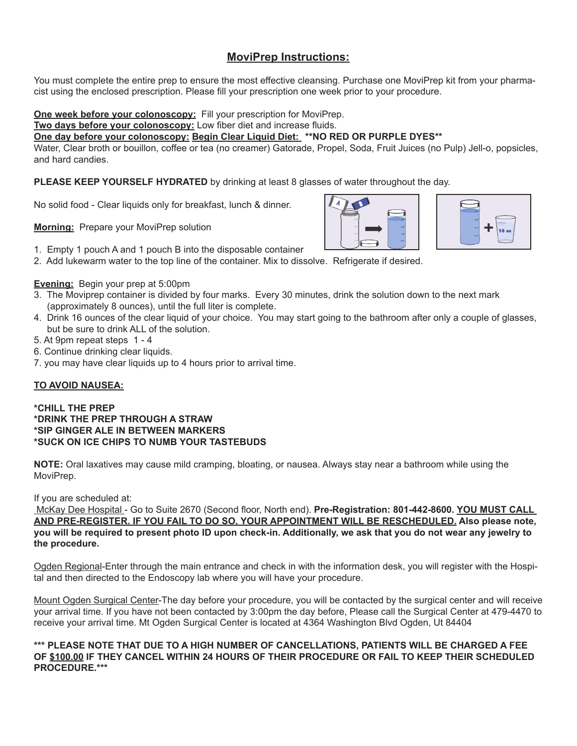# MoviPrep Instructions:

You must complete the entire prep to ensure the most effective cleansing. Purchase one MoviPrep kit from your pharmacist using the enclosed prescription. Please fill your prescription one week prior to your procedure.

**One week before your colonoscopy:** Fill your prescription for MoviPrep.
**Two days before your colonoscopy:** Low fiber diet and increase fluids.
**One day before your colonoscopy: Begin Clear Liquid Diet: \*\*NO RED OR PURPLE DYES\*\***
Water, Clear broth or bouillon, coffee or tea (no creamer) Gatorade, Propel, Soda, Fruit Juices (no Pulp) Jell-o, popsicles, and hard candies.

**PLEASE KEEP YOURSELF HYDRATED** by drinking at least 8 glasses of water throughout the day.

No solid food - Clear liquids only for breakfast, lunch & dinner.

**Morning:** Prepare your MoviPrep solution

1. Empty 1 pouch A and 1 pouch B into the disposable container
2. Add lukewarm water to the top line of the container. Mix to dissolve. Refrigerate if desired.

**Evening:** Begin your prep at 5:00pm

3. The Moviprep container is divided by four marks. Every 30 minutes, drink the solution down to the next mark (approximately 8 ounces), until the full liter is complete.
4. Drink 16 ounces of the clear liquid of your choice. You may start going to the bathroom after only a couple of glasses, but be sure to drink ALL of the solution.
5. At 9pm repeat steps 1 - 4
6. Continue drinking clear liquids.
7. you may have clear liquids up to 4 hours prior to arrival time.

**TO AVOID NAUSEA:**

**\*CHILL THE PREP**
**\*DRINK THE PREP THROUGH A STRAW**
**\*SIP GINGER ALE IN BETWEEN MARKERS**
**\*SUCK ON ICE CHIPS TO NUMB YOUR TASTEBUDS**

**NOTE:** Oral laxatives may cause mild cramping, bloating, or nausea. Always stay near a bathroom while using the MoviPrep.

If you are scheduled at:
McKay Dee Hospital - Go to Suite 2670 (Second floor, North end). **Pre-Registration: 801-442-8600. YOU MUST CALL AND PRE-REGISTER. IF YOU FAIL TO DO SO, YOUR APPOINTMENT WILL BE RESCHEDULED. Also please note, you will be required to present photo ID upon check-in. Additionally, we ask that you do not wear any jewelry to the procedure.**

Ogden Regional-Enter through the main entrance and check in with the information desk, you will register with the Hospital and then directed to the Endoscopy lab where you will have your procedure.

Mount Ogden Surgical Center-The day before your procedure, you will be contacted by the surgical center and will receive your arrival time. If you have not been contacted by 3:00pm the day before, Please call the Surgical Center at 479-4470 to receive your arrival time. Mt Ogden Surgical Center is located at 4364 Washington Blvd Ogden, Ut 84404

**\*\*\* PLEASE NOTE THAT DUE TO A HIGH NUMBER OF CANCELLATIONS, PATIENTS WILL BE CHARGED A FEE OF $100.00 IF THEY CANCEL WITHIN 24 HOURS OF THEIR PROCEDURE OR FAIL TO KEEP THEIR SCHEDULED PROCEDURE.\*\*\***